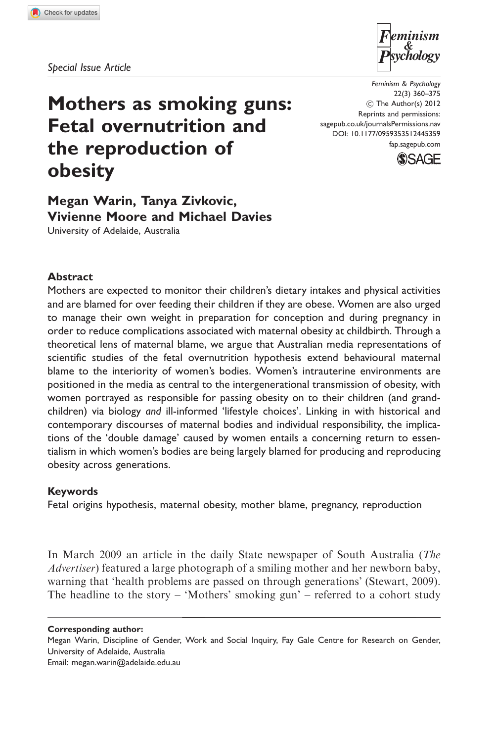*Special Issue Article*

# Mothers as smoking guns: Fetal overnutrition and the reproduction of obesity

**Megan Warin, Tanya Zivkovic, Vivienne Moore and Michael Davies**
University of Adelaide, Australia

## Abstract

Mothers are expected to monitor their children's dietary intakes and physical activities and are blamed for over feeding their children if they are obese. Women are also urged to manage their own weight in preparation for conception and during pregnancy in order to reduce complications associated with maternal obesity at childbirth. Through a theoretical lens of maternal blame, we argue that Australian media representations of scientific studies of the fetal overnutrition hypothesis extend behavioural maternal blame to the interiority of women's bodies. Women's intrauterine environments are positioned in the media as central to the intergenerational transmission of obesity, with women portrayed as responsible for passing obesity on to their children (and grandchildren) via biology *and* ill-informed 'lifestyle choices'. Linking in with historical and contemporary discourses of maternal bodies and individual responsibility, the implications of the 'double damage' caused by women entails a concerning return to essentialism in which women's bodies are being largely blamed for producing and reproducing obesity across generations.

## Keywords

Fetal origins hypothesis, maternal obesity, mother blame, pregnancy, reproduction

In March 2009 an article in the daily State newspaper of South Australia (*The Advertiser*) featured a large photograph of a smiling mother and her newborn baby, warning that 'health problems are passed on through generations' (Stewart, 2009). The headline to the story – 'Mothers' smoking gun' – referred to a cohort study

**Corresponding author:**
Megan Warin, Discipline of Gender, Work and Social Inquiry, Fay Gale Centre for Research on Gender, University of Adelaide, Australia
Email: megan.warin@adelaide.edu.au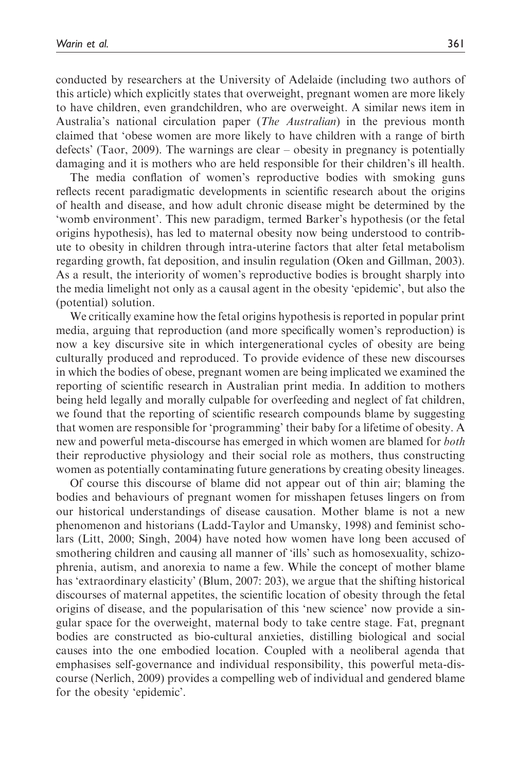conducted by researchers at the University of Adelaide (including two authors of this article) which explicitly states that overweight, pregnant women are more likely to have children, even grandchildren, who are overweight. A similar news item in Australia's national circulation paper (*The Australian*) in the previous month claimed that 'obese women are more likely to have children with a range of birth defects' (Taor, 2009). The warnings are clear – obesity in pregnancy is potentially damaging and it is mothers who are held responsible for their children's ill health.

The media conflation of women's reproductive bodies with smoking guns reflects recent paradigmatic developments in scientific research about the origins of health and disease, and how adult chronic disease might be determined by the 'womb environment'. This new paradigm, termed Barker's hypothesis (or the fetal origins hypothesis), has led to maternal obesity now being understood to contribute to obesity in children through intra-uterine factors that alter fetal metabolism regarding growth, fat deposition, and insulin regulation (Oken and Gillman, 2003). As a result, the interiority of women's reproductive bodies is brought sharply into the media limelight not only as a causal agent in the obesity 'epidemic', but also the (potential) solution.

We critically examine how the fetal origins hypothesis is reported in popular print media, arguing that reproduction (and more specifically women's reproduction) is now a key discursive site in which intergenerational cycles of obesity are being culturally produced and reproduced. To provide evidence of these new discourses in which the bodies of obese, pregnant women are being implicated we examined the reporting of scientific research in Australian print media. In addition to mothers being held legally and morally culpable for overfeeding and neglect of fat children, we found that the reporting of scientific research compounds blame by suggesting that women are responsible for 'programming' their baby for a lifetime of obesity. A new and powerful meta-discourse has emerged in which women are blamed for *both* their reproductive physiology and their social role as mothers, thus constructing women as potentially contaminating future generations by creating obesity lineages.

Of course this discourse of blame did not appear out of thin air; blaming the bodies and behaviours of pregnant women for misshapen fetuses lingers on from our historical understandings of disease causation. Mother blame is not a new phenomenon and historians (Ladd-Taylor and Umansky, 1998) and feminist scholars (Litt, 2000; Singh, 2004) have noted how women have long been accused of smothering children and causing all manner of 'ills' such as homosexuality, schizophrenia, autism, and anorexia to name a few. While the concept of mother blame has 'extraordinary elasticity' (Blum, 2007: 203), we argue that the shifting historical discourses of maternal appetites, the scientific location of obesity through the fetal origins of disease, and the popularisation of this 'new science' now provide a singular space for the overweight, maternal body to take centre stage. Fat, pregnant bodies are constructed as bio-cultural anxieties, distilling biological and social causes into the one embodied location. Coupled with a neoliberal agenda that emphasises self-governance and individual responsibility, this powerful meta-discourse (Nerlich, 2009) provides a compelling web of individual and gendered blame for the obesity 'epidemic'.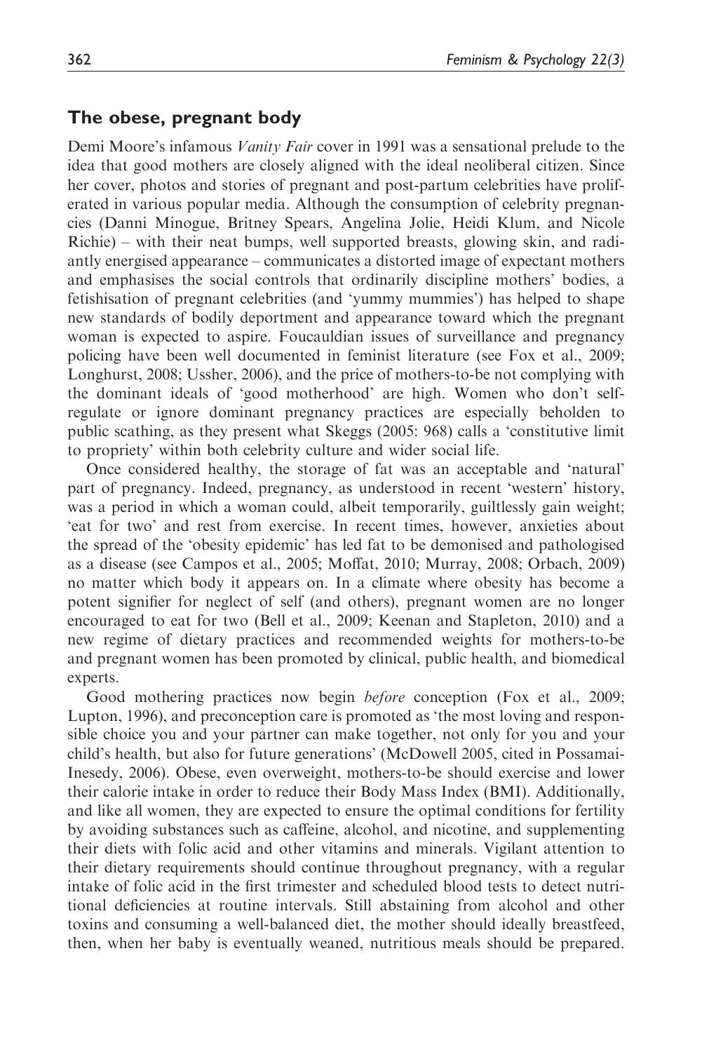## The obese, pregnant body

Demi Moore's infamous *Vanity Fair* cover in 1991 was a sensational prelude to the idea that good mothers are closely aligned with the ideal neoliberal citizen. Since her cover, photos and stories of pregnant and post-partum celebrities have proliferated in various popular media. Although the consumption of celebrity pregnancies (Danni Minogue, Britney Spears, Angelina Jolie, Heidi Klum, and Nicole Richie) – with their neat bumps, well supported breasts, glowing skin, and radiantly energised appearance – communicates a distorted image of expectant mothers and emphasises the social controls that ordinarily discipline mothers' bodies, a fetishisation of pregnant celebrities (and 'yummy mummies') has helped to shape new standards of bodily deportment and appearance toward which the pregnant woman is expected to aspire. Foucauldian issues of surveillance and pregnancy policing have been well documented in feminist literature (see Fox et al., 2009; Longhurst, 2008; Ussher, 2006), and the price of mothers-to-be not complying with the dominant ideals of 'good motherhood' are high. Women who don't self-regulate or ignore dominant pregnancy practices are especially beholden to public scathing, as they present what Skeggs (2005: 968) calls a 'constitutive limit to propriety' within both celebrity culture and wider social life.

Once considered healthy, the storage of fat was an acceptable and 'natural' part of pregnancy. Indeed, pregnancy, as understood in recent 'western' history, was a period in which a woman could, albeit temporarily, guiltlessly gain weight; 'eat for two' and rest from exercise. In recent times, however, anxieties about the spread of the 'obesity epidemic' has led fat to be demonised and pathologised as a disease (see Campos et al., 2005; Moffat, 2010; Murray, 2008; Orbach, 2009) no matter which body it appears on. In a climate where obesity has become a potent signifier for neglect of self (and others), pregnant women are no longer encouraged to eat for two (Bell et al., 2009; Keenan and Stapleton, 2010) and a new regime of dietary practices and recommended weights for mothers-to-be and pregnant women has been promoted by clinical, public health, and biomedical experts.

Good mothering practices now begin *before* conception (Fox et al., 2009; Lupton, 1996), and preconception care is promoted as 'the most loving and responsible choice you and your partner can make together, not only for you and your child's health, but also for future generations' (McDowell 2005, cited in Possamai-Inesedy, 2006). Obese, even overweight, mothers-to-be should exercise and lower their calorie intake in order to reduce their Body Mass Index (BMI). Additionally, and like all women, they are expected to ensure the optimal conditions for fertility by avoiding substances such as caffeine, alcohol, and nicotine, and supplementing their diets with folic acid and other vitamins and minerals. Vigilant attention to their dietary requirements should continue throughout pregnancy, with a regular intake of folic acid in the first trimester and scheduled blood tests to detect nutritional deficiencies at routine intervals. Still abstaining from alcohol and other toxins and consuming a well-balanced diet, the mother should ideally breastfeed, then, when her baby is eventually weaned, nutritious meals should be prepared.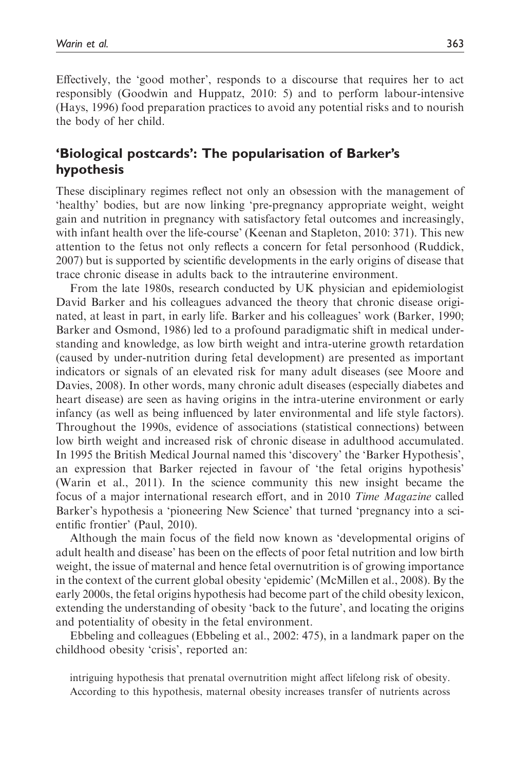Effectively, the 'good mother', responds to a discourse that requires her to act responsibly (Goodwin and Huppatz, 2010: 5) and to perform labour-intensive (Hays, 1996) food preparation practices to avoid any potential risks and to nourish the body of her child.

## 'Biological postcards': The popularisation of Barker's hypothesis

These disciplinary regimes reflect not only an obsession with the management of 'healthy' bodies, but are now linking 'pre-pregnancy appropriate weight, weight gain and nutrition in pregnancy with satisfactory fetal outcomes and increasingly, with infant health over the life-course' (Keenan and Stapleton, 2010: 371). This new attention to the fetus not only reflects a concern for fetal personhood (Ruddick, 2007) but is supported by scientific developments in the early origins of disease that trace chronic disease in adults back to the intrauterine environment.

From the late 1980s, research conducted by UK physician and epidemiologist David Barker and his colleagues advanced the theory that chronic disease originated, at least in part, in early life. Barker and his colleagues' work (Barker, 1990; Barker and Osmond, 1986) led to a profound paradigmatic shift in medical understanding and knowledge, as low birth weight and intra-uterine growth retardation (caused by under-nutrition during fetal development) are presented as important indicators or signals of an elevated risk for many adult diseases (see Moore and Davies, 2008). In other words, many chronic adult diseases (especially diabetes and heart disease) are seen as having origins in the intra-uterine environment or early infancy (as well as being influenced by later environmental and life style factors). Throughout the 1990s, evidence of associations (statistical connections) between low birth weight and increased risk of chronic disease in adulthood accumulated. In 1995 the British Medical Journal named this 'discovery' the 'Barker Hypothesis', an expression that Barker rejected in favour of 'the fetal origins hypothesis' (Warin et al., 2011). In the science community this new insight became the focus of a major international research effort, and in 2010 *Time Magazine* called Barker's hypothesis a 'pioneering New Science' that turned 'pregnancy into a scientific frontier' (Paul, 2010).

Although the main focus of the field now known as 'developmental origins of adult health and disease' has been on the effects of poor fetal nutrition and low birth weight, the issue of maternal and hence fetal overnutrition is of growing importance in the context of the current global obesity 'epidemic' (McMillen et al., 2008). By the early 2000s, the fetal origins hypothesis had become part of the child obesity lexicon, extending the understanding of obesity 'back to the future', and locating the origins and potentiality of obesity in the fetal environment.

Ebbeling and colleagues (Ebbeling et al., 2002: 475), in a landmark paper on the childhood obesity 'crisis', reported an:

> intriguing hypothesis that prenatal overnutrition might affect lifelong risk of obesity. According to this hypothesis, maternal obesity increases transfer of nutrients across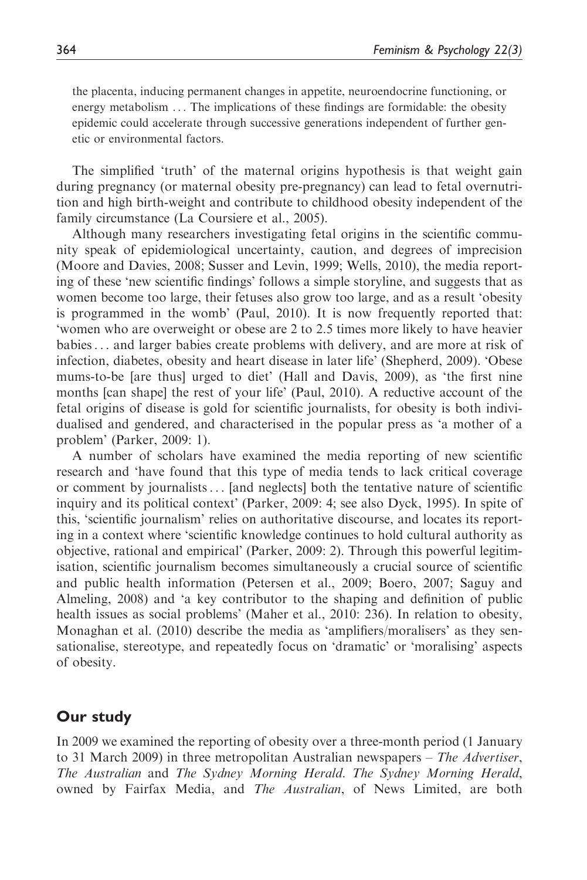> the placenta, inducing permanent changes in appetite, neuroendocrine functioning, or energy metabolism ... The implications of these findings are formidable: the obesity epidemic could accelerate through successive generations independent of further genetic or environmental factors.

The simplified 'truth' of the maternal origins hypothesis is that weight gain during pregnancy (or maternal obesity pre-pregnancy) can lead to fetal overnutrition and high birth-weight and contribute to childhood obesity independent of the family circumstance (La Coursiere et al., 2005).

Although many researchers investigating fetal origins in the scientific community speak of epidemiological uncertainty, caution, and degrees of imprecision (Moore and Davies, 2008; Susser and Levin, 1999; Wells, 2010), the media reporting of these 'new scientific findings' follows a simple storyline, and suggests that as women become too large, their fetuses also grow too large, and as a result 'obesity is programmed in the womb' (Paul, 2010). It is now frequently reported that: 'women who are overweight or obese are 2 to 2.5 times more likely to have heavier babies ... and larger babies create problems with delivery, and are more at risk of infection, diabetes, obesity and heart disease in later life' (Shepherd, 2009). 'Obese mums-to-be [are thus] urged to diet' (Hall and Davis, 2009), as 'the first nine months [can shape] the rest of your life' (Paul, 2010). A reductive account of the fetal origins of disease is gold for scientific journalists, for obesity is both individualised and gendered, and characterised in the popular press as 'a mother of a problem' (Parker, 2009: 1).

A number of scholars have examined the media reporting of new scientific research and 'have found that this type of media tends to lack critical coverage or comment by journalists ... [and neglects] both the tentative nature of scientific inquiry and its political context' (Parker, 2009: 4; see also Dyck, 1995). In spite of this, 'scientific journalism' relies on authoritative discourse, and locates its reporting in a context where 'scientific knowledge continues to hold cultural authority as objective, rational and empirical' (Parker, 2009: 2). Through this powerful legitimisation, scientific journalism becomes simultaneously a crucial source of scientific and public health information (Petersen et al., 2009; Boero, 2007; Saguy and Almeling, 2008) and 'a key contributor to the shaping and definition of public health issues as social problems' (Maher et al., 2010: 236). In relation to obesity, Monaghan et al. (2010) describe the media as 'amplifiers/moralisers' as they sensationalise, stereotype, and repeatedly focus on 'dramatic' or 'moralising' aspects of obesity.

## Our study

In 2009 we examined the reporting of obesity over a three-month period (1 January to 31 March 2009) in three metropolitan Australian newspapers – *The Advertiser*, *The Australian* and *The Sydney Morning Herald*. *The Sydney Morning Herald*, owned by Fairfax Media, and *The Australian*, of News Limited, are both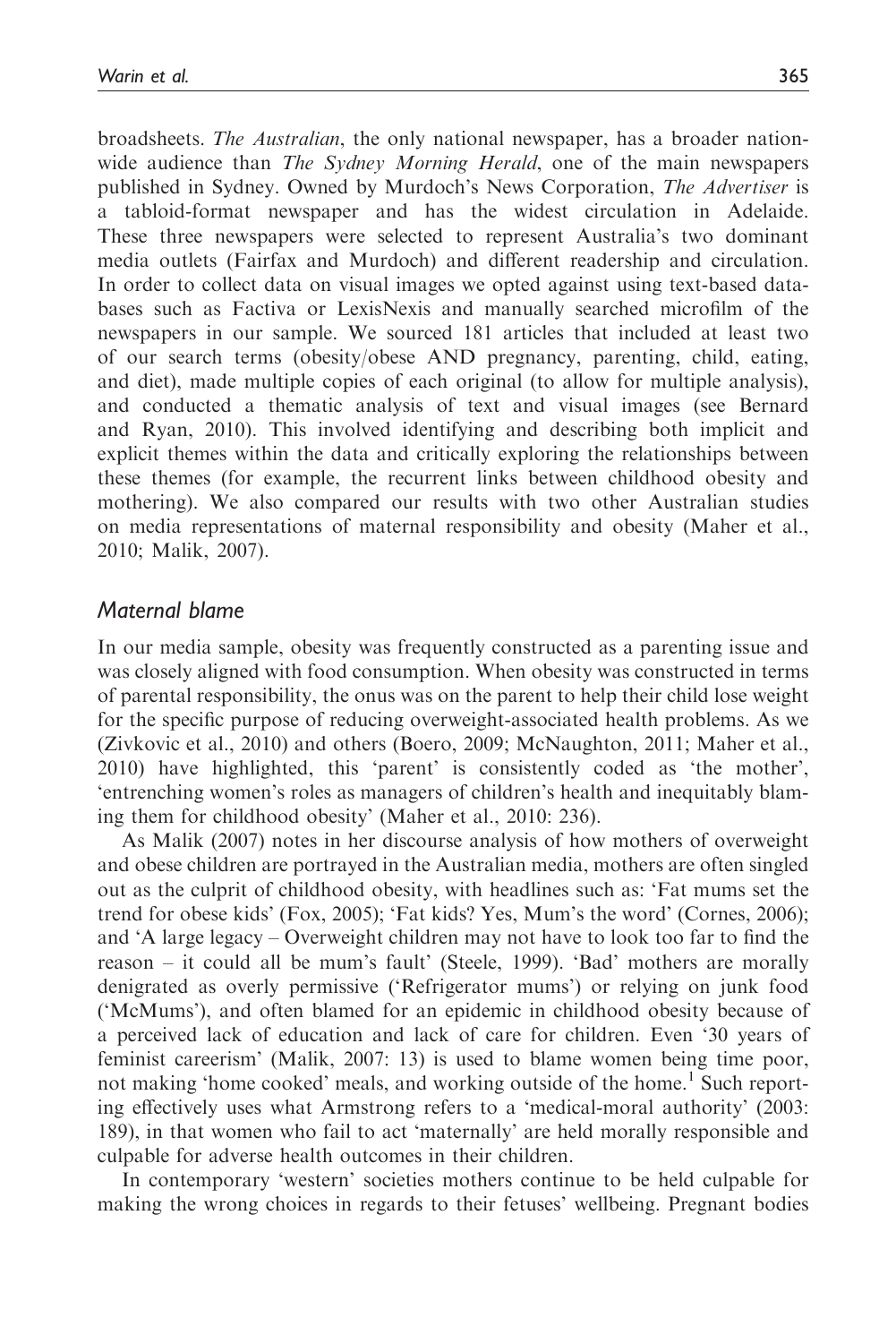broadsheets. *The Australian*, the only national newspaper, has a broader nationwide audience than *The Sydney Morning Herald*, one of the main newspapers published in Sydney. Owned by Murdoch's News Corporation, *The Advertiser* is a tabloid-format newspaper and has the widest circulation in Adelaide. These three newspapers were selected to represent Australia's two dominant media outlets (Fairfax and Murdoch) and different readership and circulation. In order to collect data on visual images we opted against using text-based databases such as Factiva or LexisNexis and manually searched microfilm of the newspapers in our sample. We sourced 181 articles that included at least two of our search terms (obesity/obese AND pregnancy, parenting, child, eating, and diet), made multiple copies of each original (to allow for multiple analysis), and conducted a thematic analysis of text and visual images (see Bernard and Ryan, 2010). This involved identifying and describing both implicit and explicit themes within the data and critically exploring the relationships between these themes (for example, the recurrent links between childhood obesity and mothering). We also compared our results with two other Australian studies on media representations of maternal responsibility and obesity (Maher et al., 2010; Malik, 2007).

## Maternal blame

In our media sample, obesity was frequently constructed as a parenting issue and was closely aligned with food consumption. When obesity was constructed in terms of parental responsibility, the onus was on the parent to help their child lose weight for the specific purpose of reducing overweight-associated health problems. As we (Zivkovic et al., 2010) and others (Boero, 2009; McNaughton, 2011; Maher et al., 2010) have highlighted, this 'parent' is consistently coded as 'the mother', 'entrenching women's roles as managers of children's health and inequitably blaming them for childhood obesity' (Maher et al., 2010: 236).

As Malik (2007) notes in her discourse analysis of how mothers of overweight and obese children are portrayed in the Australian media, mothers are often singled out as the culprit of childhood obesity, with headlines such as: 'Fat mums set the trend for obese kids' (Fox, 2005); 'Fat kids? Yes, Mum's the word' (Cornes, 2006); and 'A large legacy – Overweight children may not have to look too far to find the reason – it could all be mum's fault' (Steele, 1999). 'Bad' mothers are morally denigrated as overly permissive ('Refrigerator mums') or relying on junk food ('McMums'), and often blamed for an epidemic in childhood obesity because of a perceived lack of education and lack of care for children. Even '30 years of feminist careerism' (Malik, 2007: 13) is used to blame women being time poor, not making 'home cooked' meals, and working outside of the home.[1] Such reporting effectively uses what Armstrong refers to a 'medical-moral authority' (2003: 189), in that women who fail to act 'maternally' are held morally responsible and culpable for adverse health outcomes in their children.

In contemporary 'western' societies mothers continue to be held culpable for making the wrong choices in regards to their fetuses' wellbeing. Pregnant bodies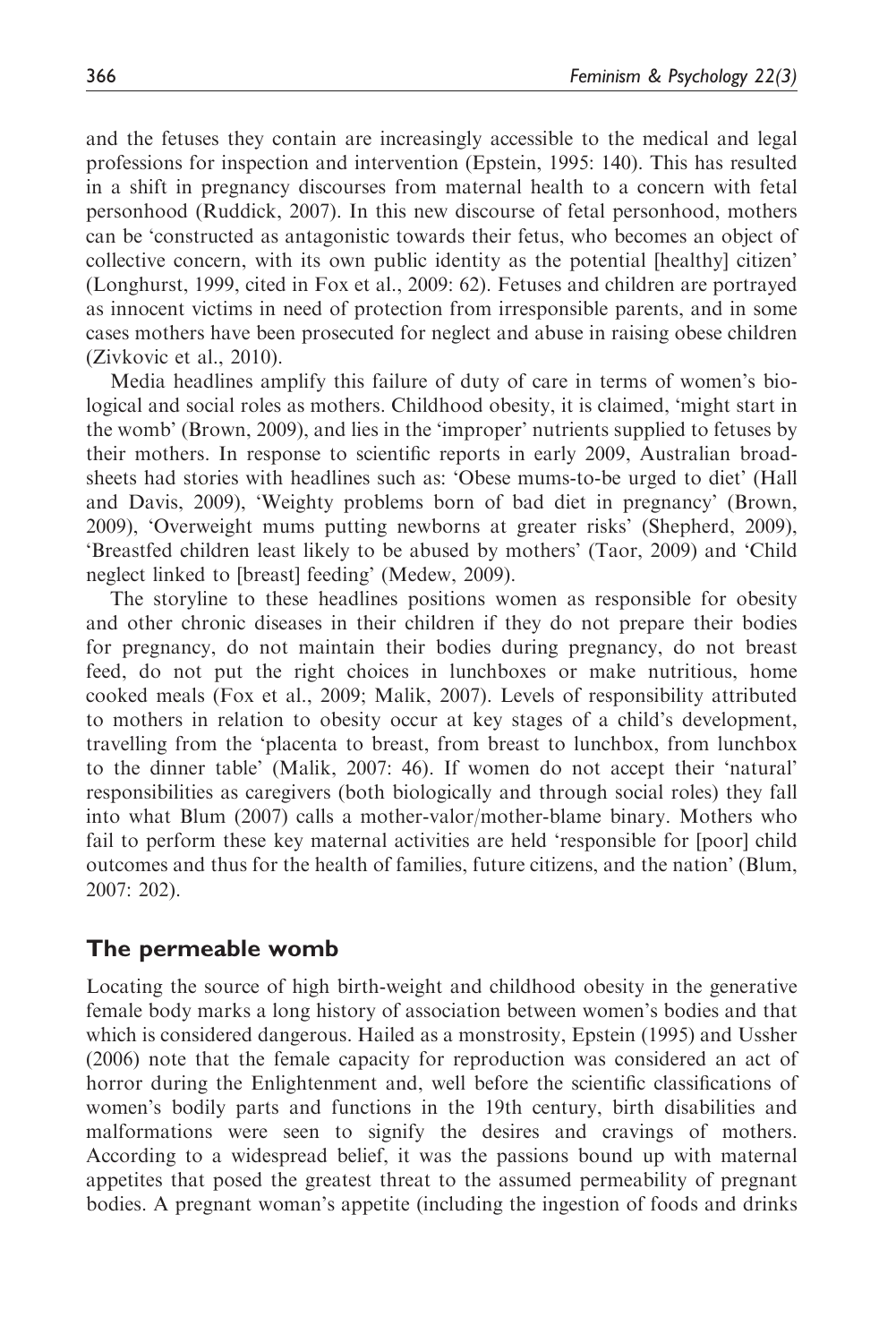and the fetuses they contain are increasingly accessible to the medical and legal professions for inspection and intervention (Epstein, 1995: 140). This has resulted in a shift in pregnancy discourses from maternal health to a concern with fetal personhood (Ruddick, 2007). In this new discourse of fetal personhood, mothers can be 'constructed as antagonistic towards their fetus, who becomes an object of collective concern, with its own public identity as the potential [healthy] citizen' (Longhurst, 1999, cited in Fox et al., 2009: 62). Fetuses and children are portrayed as innocent victims in need of protection from irresponsible parents, and in some cases mothers have been prosecuted for neglect and abuse in raising obese children (Zivkovic et al., 2010).

Media headlines amplify this failure of duty of care in terms of women's biological and social roles as mothers. Childhood obesity, it is claimed, 'might start in the womb' (Brown, 2009), and lies in the 'improper' nutrients supplied to fetuses by their mothers. In response to scientific reports in early 2009, Australian broadsheets had stories with headlines such as: 'Obese mums-to-be urged to diet' (Hall and Davis, 2009), 'Weighty problems born of bad diet in pregnancy' (Brown, 2009), 'Overweight mums putting newborns at greater risks' (Shepherd, 2009), 'Breastfed children least likely to be abused by mothers' (Taor, 2009) and 'Child neglect linked to [breast] feeding' (Medew, 2009).

The storyline to these headlines positions women as responsible for obesity and other chronic diseases in their children if they do not prepare their bodies for pregnancy, do not maintain their bodies during pregnancy, do not breast feed, do not put the right choices in lunchboxes or make nutritious, home cooked meals (Fox et al., 2009; Malik, 2007). Levels of responsibility attributed to mothers in relation to obesity occur at key stages of a child's development, travelling from the 'placenta to breast, from breast to lunchbox, from lunchbox to the dinner table' (Malik, 2007: 46). If women do not accept their 'natural' responsibilities as caregivers (both biologically and through social roles) they fall into what Blum (2007) calls a mother-valor/mother-blame binary. Mothers who fail to perform these key maternal activities are held 'responsible for [poor] child outcomes and thus for the health of families, future citizens, and the nation' (Blum, 2007: 202).

## The permeable womb

Locating the source of high birth-weight and childhood obesity in the generative female body marks a long history of association between women's bodies and that which is considered dangerous. Hailed as a monstrosity, Epstein (1995) and Ussher (2006) note that the female capacity for reproduction was considered an act of horror during the Enlightenment and, well before the scientific classifications of women's bodily parts and functions in the 19th century, birth disabilities and malformations were seen to signify the desires and cravings of mothers. According to a widespread belief, it was the passions bound up with maternal appetites that posed the greatest threat to the assumed permeability of pregnant bodies. A pregnant woman's appetite (including the ingestion of foods and drinks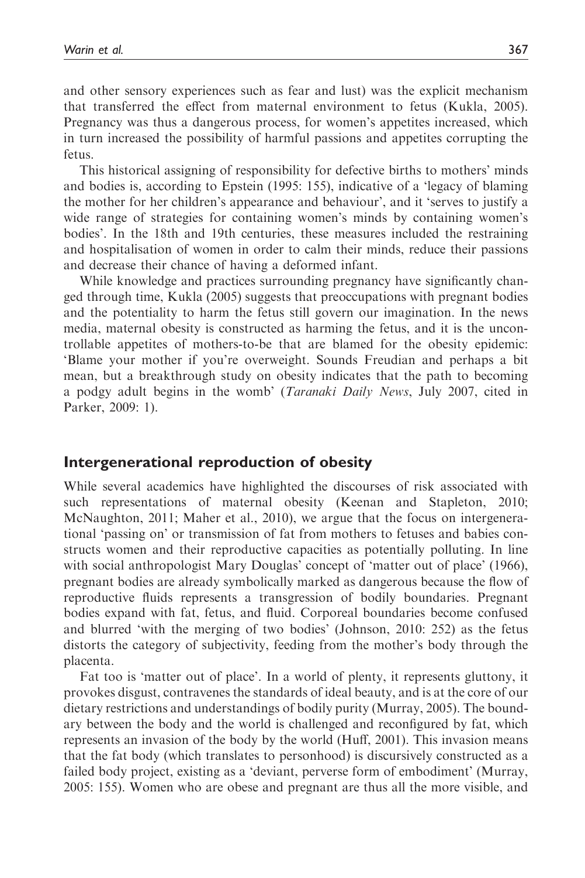and other sensory experiences such as fear and lust) was the explicit mechanism that transferred the effect from maternal environment to fetus (Kukla, 2005). Pregnancy was thus a dangerous process, for women's appetites increased, which in turn increased the possibility of harmful passions and appetites corrupting the fetus.

This historical assigning of responsibility for defective births to mothers' minds and bodies is, according to Epstein (1995: 155), indicative of a 'legacy of blaming the mother for her children's appearance and behaviour', and it 'serves to justify a wide range of strategies for containing women's minds by containing women's bodies'. In the 18th and 19th centuries, these measures included the restraining and hospitalisation of women in order to calm their minds, reduce their passions and decrease their chance of having a deformed infant.

While knowledge and practices surrounding pregnancy have significantly changed through time, Kukla (2005) suggests that preoccupations with pregnant bodies and the potentiality to harm the fetus still govern our imagination. In the news media, maternal obesity is constructed as harming the fetus, and it is the uncontrollable appetites of mothers-to-be that are blamed for the obesity epidemic: 'Blame your mother if you're overweight. Sounds Freudian and perhaps a bit mean, but a breakthrough study on obesity indicates that the path to becoming a podgy adult begins in the womb' (*Taranaki Daily News*, July 2007, cited in Parker, 2009: 1).

## Intergenerational reproduction of obesity

While several academics have highlighted the discourses of risk associated with such representations of maternal obesity (Keenan and Stapleton, 2010; McNaughton, 2011; Maher et al., 2010), we argue that the focus on intergenerational 'passing on' or transmission of fat from mothers to fetuses and babies constructs women and their reproductive capacities as potentially polluting. In line with social anthropologist Mary Douglas' concept of 'matter out of place' (1966), pregnant bodies are already symbolically marked as dangerous because the flow of reproductive fluids represents a transgression of bodily boundaries. Pregnant bodies expand with fat, fetus, and fluid. Corporeal boundaries become confused and blurred 'with the merging of two bodies' (Johnson, 2010: 252) as the fetus distorts the category of subjectivity, feeding from the mother's body through the placenta.

Fat too is 'matter out of place'. In a world of plenty, it represents gluttony, it provokes disgust, contravenes the standards of ideal beauty, and is at the core of our dietary restrictions and understandings of bodily purity (Murray, 2005). The boundary between the body and the world is challenged and reconfigured by fat, which represents an invasion of the body by the world (Huff, 2001). This invasion means that the fat body (which translates to personhood) is discursively constructed as a failed body project, existing as a 'deviant, perverse form of embodiment' (Murray, 2005: 155). Women who are obese and pregnant are thus all the more visible, and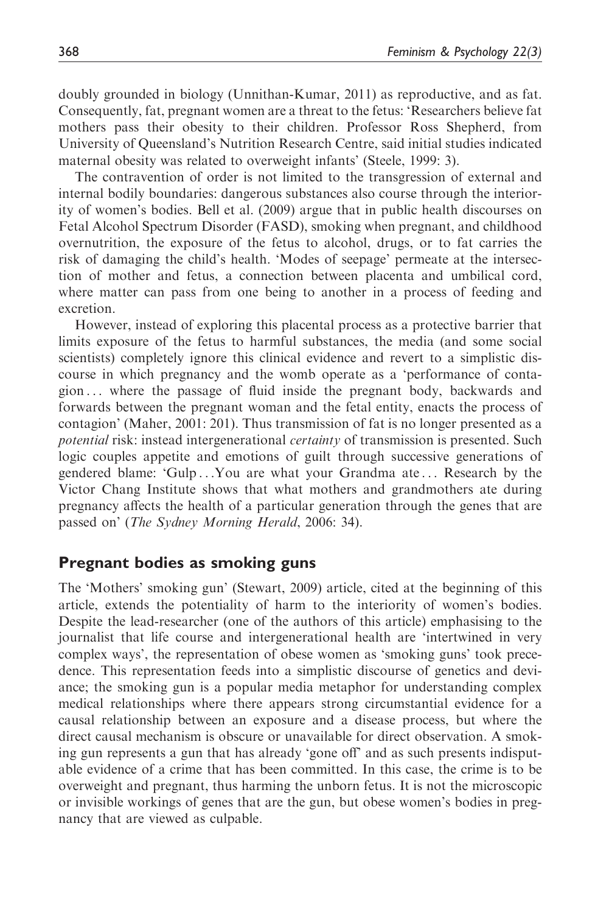doubly grounded in biology (Unnithan-Kumar, 2011) as reproductive, and as fat. Consequently, fat, pregnant women are a threat to the fetus: 'Researchers believe fat mothers pass their obesity to their children. Professor Ross Shepherd, from University of Queensland's Nutrition Research Centre, said initial studies indicated maternal obesity was related to overweight infants' (Steele, 1999: 3).

The contravention of order is not limited to the transgression of external and internal bodily boundaries: dangerous substances also course through the interiority of women's bodies. Bell et al. (2009) argue that in public health discourses on Fetal Alcohol Spectrum Disorder (FASD), smoking when pregnant, and childhood overnutrition, the exposure of the fetus to alcohol, drugs, or to fat carries the risk of damaging the child's health. 'Modes of seepage' permeate at the intersection of mother and fetus, a connection between placenta and umbilical cord, where matter can pass from one being to another in a process of feeding and excretion.

However, instead of exploring this placental process as a protective barrier that limits exposure of the fetus to harmful substances, the media (and some social scientists) completely ignore this clinical evidence and revert to a simplistic discourse in which pregnancy and the womb operate as a 'performance of contagion ... where the passage of fluid inside the pregnant body, backwards and forwards between the pregnant woman and the fetal entity, enacts the process of contagion' (Maher, 2001: 201). Thus transmission of fat is no longer presented as a *potential* risk: instead intergenerational *certainty* of transmission is presented. Such logic couples appetite and emotions of guilt through successive generations of gendered blame: 'Gulp ...You are what your Grandma ate ... Research by the Victor Chang Institute shows that what mothers and grandmothers ate during pregnancy affects the health of a particular generation through the genes that are passed on' (*The Sydney Morning Herald*, 2006: 34).

## Pregnant bodies as smoking guns

The 'Mothers' smoking gun' (Stewart, 2009) article, cited at the beginning of this article, extends the potentiality of harm to the interiority of women's bodies. Despite the lead-researcher (one of the authors of this article) emphasising to the journalist that life course and intergenerational health are 'intertwined in very complex ways', the representation of obese women as 'smoking guns' took precedence. This representation feeds into a simplistic discourse of genetics and deviance; the smoking gun is a popular media metaphor for understanding complex medical relationships where there appears strong circumstantial evidence for a causal relationship between an exposure and a disease process, but where the direct causal mechanism is obscure or unavailable for direct observation. A smoking gun represents a gun that has already 'gone off' and as such presents indisputable evidence of a crime that has been committed. In this case, the crime is to be overweight and pregnant, thus harming the unborn fetus. It is not the microscopic or invisible workings of genes that are the gun, but obese women's bodies in pregnancy that are viewed as culpable.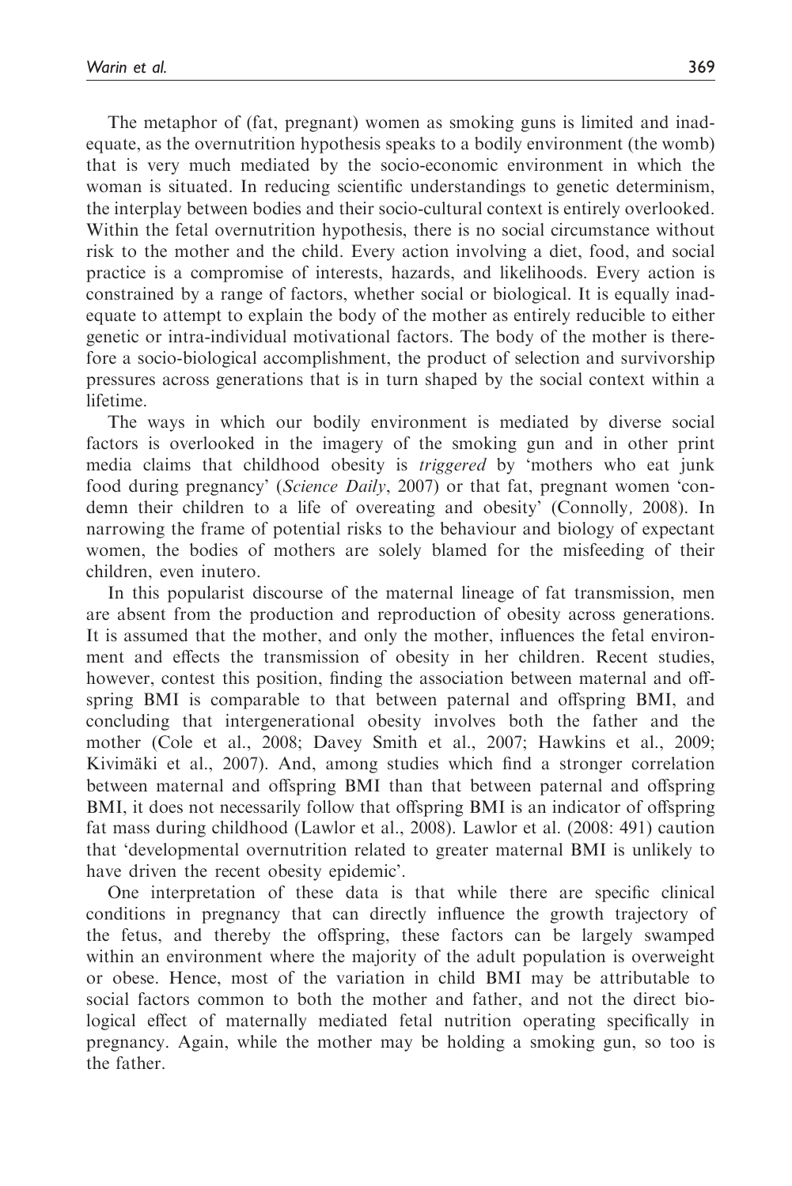The metaphor of (fat, pregnant) women as smoking guns is limited and inadequate, as the overnutrition hypothesis speaks to a bodily environment (the womb) that is very much mediated by the socio-economic environment in which the woman is situated. In reducing scientific understandings to genetic determinism, the interplay between bodies and their socio-cultural context is entirely overlooked. Within the fetal overnutrition hypothesis, there is no social circumstance without risk to the mother and the child. Every action involving a diet, food, and social practice is a compromise of interests, hazards, and likelihoods. Every action is constrained by a range of factors, whether social or biological. It is equally inadequate to attempt to explain the body of the mother as entirely reducible to either genetic or intra-individual motivational factors. The body of the mother is therefore a socio-biological accomplishment, the product of selection and survivorship pressures across generations that is in turn shaped by the social context within a lifetime.

The ways in which our bodily environment is mediated by diverse social factors is overlooked in the imagery of the smoking gun and in other print media claims that childhood obesity is *triggered* by 'mothers who eat junk food during pregnancy' (*Science Daily*, 2007) or that fat, pregnant women 'condemn their children to a life of overeating and obesity' (Connolly, 2008). In narrowing the frame of potential risks to the behaviour and biology of expectant women, the bodies of mothers are solely blamed for the misfeeding of their children, even inutero.

In this popularist discourse of the maternal lineage of fat transmission, men are absent from the production and reproduction of obesity across generations. It is assumed that the mother, and only the mother, influences the fetal environment and effects the transmission of obesity in her children. Recent studies, however, contest this position, finding the association between maternal and offspring BMI is comparable to that between paternal and offspring BMI, and concluding that intergenerational obesity involves both the father and the mother (Cole et al., 2008; Davey Smith et al., 2007; Hawkins et al., 2009; Kivimäki et al., 2007). And, among studies which find a stronger correlation between maternal and offspring BMI than that between paternal and offspring BMI, it does not necessarily follow that offspring BMI is an indicator of offspring fat mass during childhood (Lawlor et al., 2008). Lawlor et al. (2008: 491) caution that 'developmental overnutrition related to greater maternal BMI is unlikely to have driven the recent obesity epidemic'.

One interpretation of these data is that while there are specific clinical conditions in pregnancy that can directly influence the growth trajectory of the fetus, and thereby the offspring, these factors can be largely swamped within an environment where the majority of the adult population is overweight or obese. Hence, most of the variation in child BMI may be attributable to social factors common to both the mother and father, and not the direct biological effect of maternally mediated fetal nutrition operating specifically in pregnancy. Again, while the mother may be holding a smoking gun, so too is the father.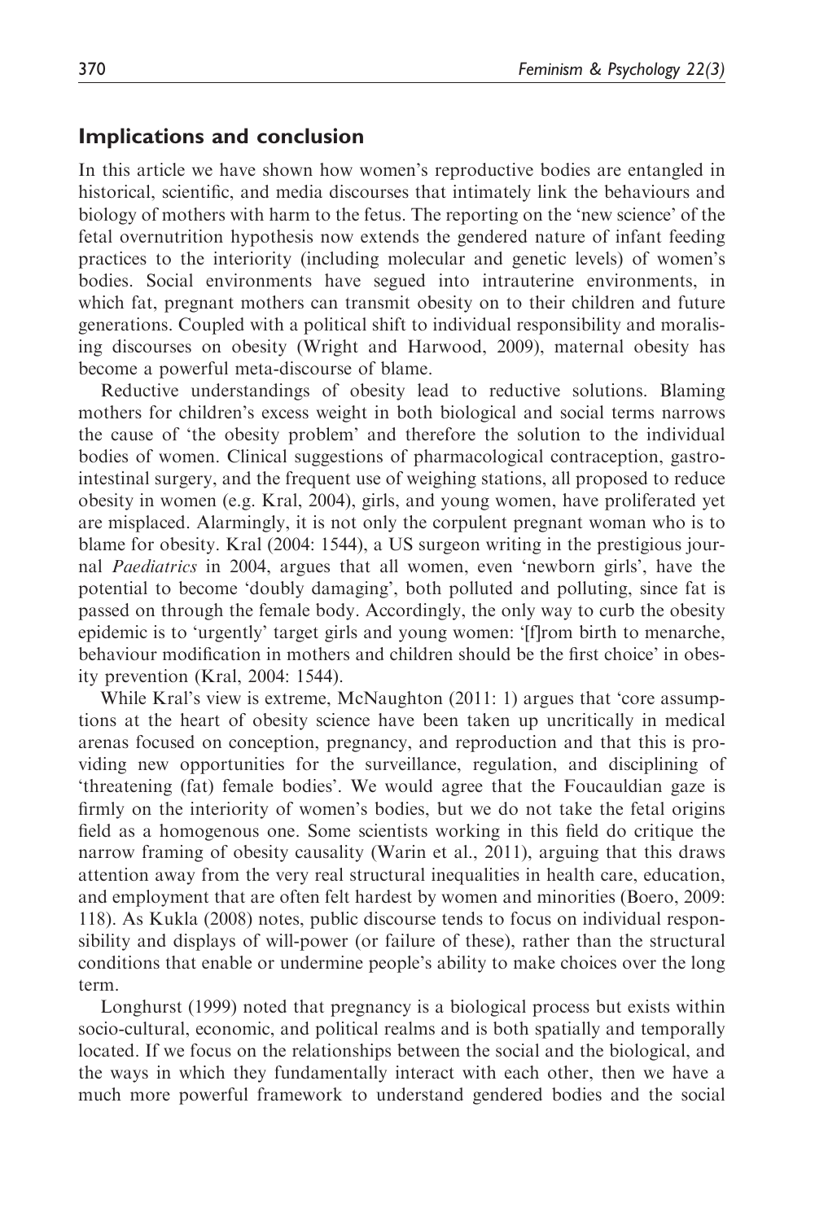## Implications and conclusion

In this article we have shown how women's reproductive bodies are entangled in historical, scientific, and media discourses that intimately link the behaviours and biology of mothers with harm to the fetus. The reporting on the 'new science' of the fetal overnutrition hypothesis now extends the gendered nature of infant feeding practices to the interiority (including molecular and genetic levels) of women's bodies. Social environments have segued into intrauterine environments, in which fat, pregnant mothers can transmit obesity on to their children and future generations. Coupled with a political shift to individual responsibility and moralising discourses on obesity (Wright and Harwood, 2009), maternal obesity has become a powerful meta-discourse of blame.

Reductive understandings of obesity lead to reductive solutions. Blaming mothers for children's excess weight in both biological and social terms narrows the cause of 'the obesity problem' and therefore the solution to the individual bodies of women. Clinical suggestions of pharmacological contraception, gastro-intestinal surgery, and the frequent use of weighing stations, all proposed to reduce obesity in women (e.g. Kral, 2004), girls, and young women, have proliferated yet are misplaced. Alarmingly, it is not only the corpulent pregnant woman who is to blame for obesity. Kral (2004: 1544), a US surgeon writing in the prestigious journal *Paediatrics* in 2004, argues that all women, even 'newborn girls', have the potential to become 'doubly damaging', both polluted and polluting, since fat is passed on through the female body. Accordingly, the only way to curb the obesity epidemic is to 'urgently' target girls and young women: '[f]rom birth to menarche, behaviour modification in mothers and children should be the first choice' in obesity prevention (Kral, 2004: 1544).

While Kral's view is extreme, McNaughton (2011: 1) argues that 'core assumptions at the heart of obesity science have been taken up uncritically in medical arenas focused on conception, pregnancy, and reproduction and that this is providing new opportunities for the surveillance, regulation, and disciplining of 'threatening (fat) female bodies'. We would agree that the Foucauldian gaze is firmly on the interiority of women's bodies, but we do not take the fetal origins field as a homogenous one. Some scientists working in this field do critique the narrow framing of obesity causality (Warin et al., 2011), arguing that this draws attention away from the very real structural inequalities in health care, education, and employment that are often felt hardest by women and minorities (Boero, 2009: 118). As Kukla (2008) notes, public discourse tends to focus on individual responsibility and displays of will-power (or failure of these), rather than the structural conditions that enable or undermine people's ability to make choices over the long term.

Longhurst (1999) noted that pregnancy is a biological process but exists within socio-cultural, economic, and political realms and is both spatially and temporally located. If we focus on the relationships between the social and the biological, and the ways in which they fundamentally interact with each other, then we have a much more powerful framework to understand gendered bodies and the social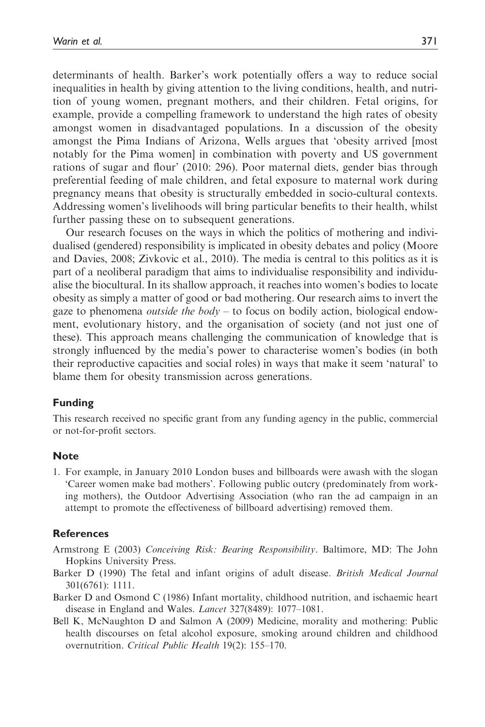determinants of health. Barker's work potentially offers a way to reduce social inequalities in health by giving attention to the living conditions, health, and nutrition of young women, pregnant mothers, and their children. Fetal origins, for example, provide a compelling framework to understand the high rates of obesity amongst women in disadvantaged populations. In a discussion of the obesity amongst the Pima Indians of Arizona, Wells argues that 'obesity arrived [most notably for the Pima women] in combination with poverty and US government rations of sugar and flour' (2010: 296). Poor maternal diets, gender bias through preferential feeding of male children, and fetal exposure to maternal work during pregnancy means that obesity is structurally embedded in socio-cultural contexts. Addressing women's livelihoods will bring particular benefits to their health, whilst further passing these on to subsequent generations.

Our research focuses on the ways in which the politics of mothering and individualised (gendered) responsibility is implicated in obesity debates and policy (Moore and Davies, 2008; Zivkovic et al., 2010). The media is central to this politics as it is part of a neoliberal paradigm that aims to individualise responsibility and individualise the biocultural. In its shallow approach, it reaches into women's bodies to locate obesity as simply a matter of good or bad mothering. Our research aims to invert the gaze to phenomena *outside the body* – to focus on bodily action, biological endowment, evolutionary history, and the organisation of society (and not just one of these). This approach means challenging the communication of knowledge that is strongly influenced by the media's power to characterise women's bodies (in both their reproductive capacities and social roles) in ways that make it seem 'natural' to blame them for obesity transmission across generations.

## Funding

This research received no specific grant from any funding agency in the public, commercial or not-for-profit sectors.

## Note

1. For example, in January 2010 London buses and billboards were awash with the slogan 'Career women make bad mothers'. Following public outcry (predominately from working mothers), the Outdoor Advertising Association (who ran the ad campaign in an attempt to promote the effectiveness of billboard advertising) removed them.

## References

Armstrong E (2003) *Conceiving Risk: Bearing Responsibility*. Baltimore, MD: The John Hopkins University Press.

Barker D (1990) The fetal and infant origins of adult disease. *British Medical Journal* 301(6761): 1111.

Barker D and Osmond C (1986) Infant mortality, childhood nutrition, and ischaemic heart disease in England and Wales. *Lancet* 327(8489): 1077–1081.

Bell K, McNaughton D and Salmon A (2009) Medicine, morality and mothering: Public health discourses on fetal alcohol exposure, smoking around children and childhood overnutrition. *Critical Public Health* 19(2): 155–170.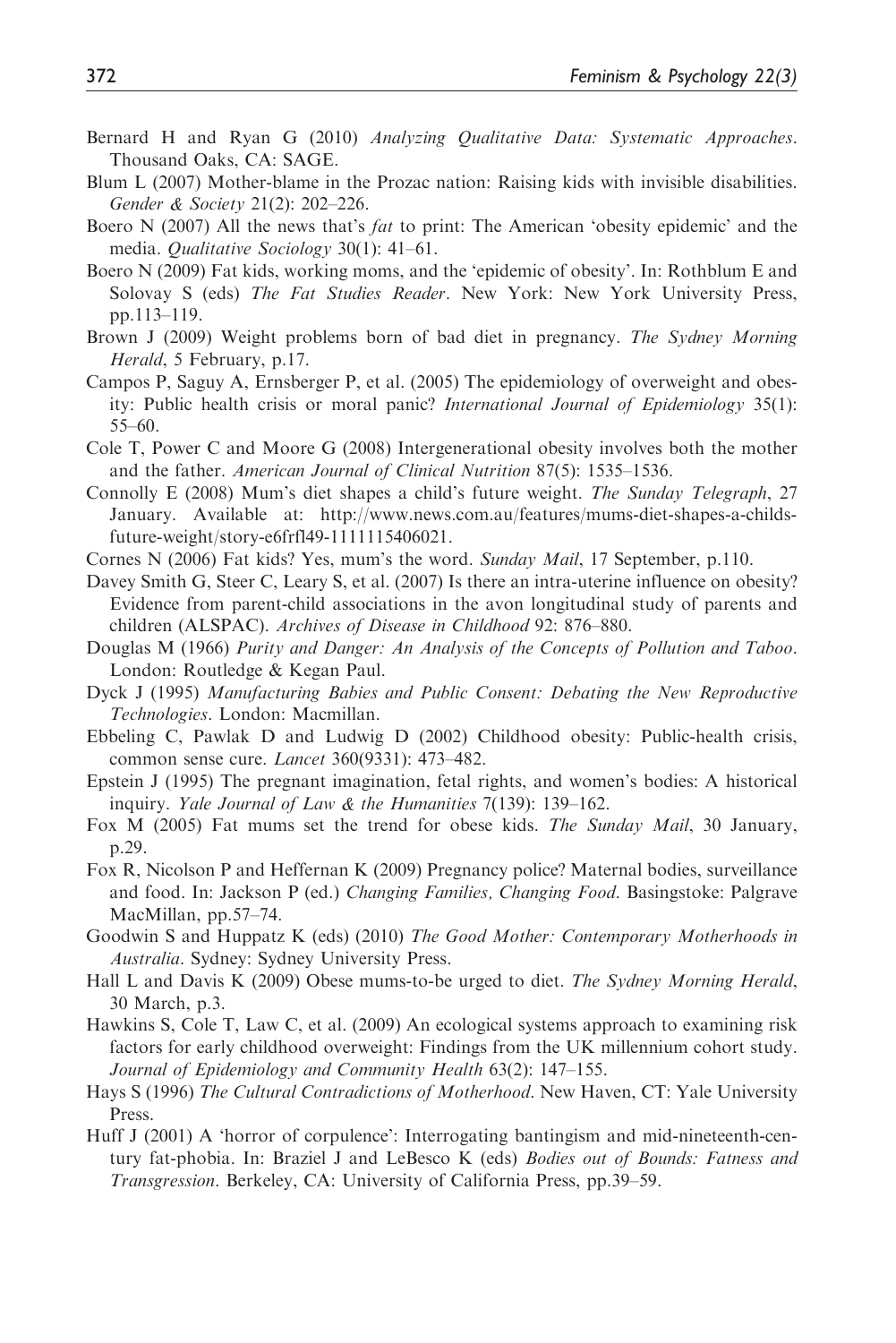Bernard H and Ryan G (2010) *Analyzing Qualitative Data: Systematic Approaches*. Thousand Oaks, CA: SAGE.

Blum L (2007) Mother-blame in the Prozac nation: Raising kids with invisible disabilities. *Gender & Society* 21(2): 202–226.

Boero N (2007) All the news that's *fat* to print: The American 'obesity epidemic' and the media. *Qualitative Sociology* 30(1): 41–61.

Boero N (2009) Fat kids, working moms, and the 'epidemic of obesity'. In: Rothblum E and Solovay S (eds) *The Fat Studies Reader*. New York: New York University Press, pp.113–119.

Brown J (2009) Weight problems born of bad diet in pregnancy. *The Sydney Morning Herald*, 5 February, p.17.

Campos P, Saguy A, Ernsberger P, et al. (2005) The epidemiology of overweight and obesity: Public health crisis or moral panic? *International Journal of Epidemiology* 35(1): 55–60.

Cole T, Power C and Moore G (2008) Intergenerational obesity involves both the mother and the father. *American Journal of Clinical Nutrition* 87(5): 1535–1536.

Connolly E (2008) Mum's diet shapes a child's future weight. *The Sunday Telegraph*, 27 January. Available at: http://www.news.com.au/features/mums-diet-shapes-a-childs-future-weight/story-e6frfl49-1111115406021.

Cornes N (2006) Fat kids? Yes, mum's the word. *Sunday Mail*, 17 September, p.110.

Davey Smith G, Steer C, Leary S, et al. (2007) Is there an intra-uterine influence on obesity? Evidence from parent-child associations in the avon longitudinal study of parents and children (ALSPAC). *Archives of Disease in Childhood* 92: 876–880.

Douglas M (1966) *Purity and Danger: An Analysis of the Concepts of Pollution and Taboo*. London: Routledge & Kegan Paul.

Dyck J (1995) *Manufacturing Babies and Public Consent: Debating the New Reproductive Technologies*. London: Macmillan.

Ebbeling C, Pawlak D and Ludwig D (2002) Childhood obesity: Public-health crisis, common sense cure. *Lancet* 360(9331): 473–482.

Epstein J (1995) The pregnant imagination, fetal rights, and women's bodies: A historical inquiry. *Yale Journal of Law & the Humanities* 7(139): 139–162.

Fox M (2005) Fat mums set the trend for obese kids. *The Sunday Mail*, 30 January, p.29.

Fox R, Nicolson P and Heffernan K (2009) Pregnancy police? Maternal bodies, surveillance and food. In: Jackson P (ed.) *Changing Families, Changing Food*. Basingstoke: Palgrave MacMillan, pp.57–74.

Goodwin S and Huppatz K (eds) (2010) *The Good Mother: Contemporary Motherhoods in Australia*. Sydney: Sydney University Press.

Hall L and Davis K (2009) Obese mums-to-be urged to diet. *The Sydney Morning Herald*, 30 March, p.3.

Hawkins S, Cole T, Law C, et al. (2009) An ecological systems approach to examining risk factors for early childhood overweight: Findings from the UK millennium cohort study. *Journal of Epidemiology and Community Health* 63(2): 147–155.

Hays S (1996) *The Cultural Contradictions of Motherhood*. New Haven, CT: Yale University Press.

Huff J (2001) A 'horror of corpulence': Interrogating bantingism and mid-nineteenth-century fat-phobia. In: Braziel J and LeBesco K (eds) *Bodies out of Bounds: Fatness and Transgression*. Berkeley, CA: University of California Press, pp.39–59.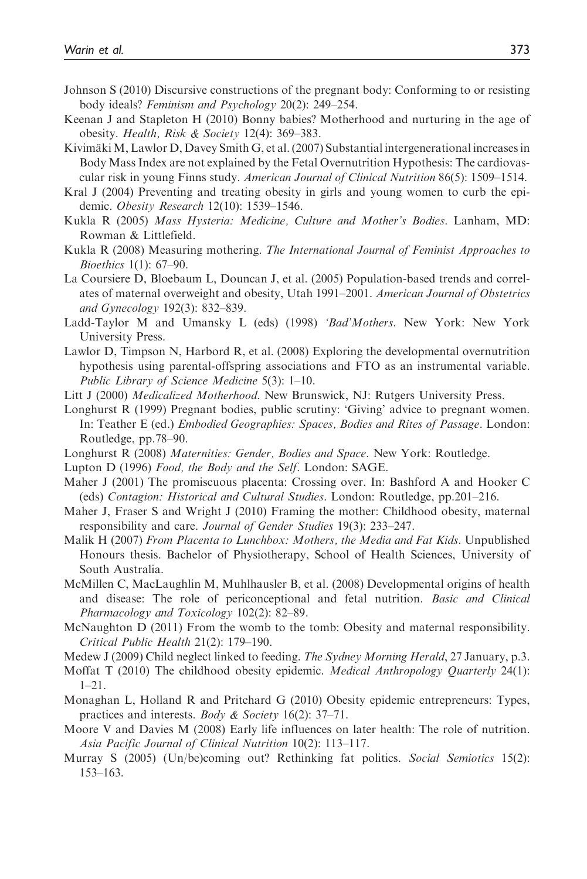Johnson S (2010) Discursive constructions of the pregnant body: Conforming to or resisting body ideals? *Feminism and Psychology* 20(2): 249–254.

Keenan J and Stapleton H (2010) Bonny babies? Motherhood and nurturing in the age of obesity. *Health, Risk & Society* 12(4): 369–383.

Kivimäki M, Lawlor D, Davey Smith G, et al. (2007) Substantial intergenerational increases in Body Mass Index are not explained by the Fetal Overnutrition Hypothesis: The cardiovascular risk in young Finns study. *American Journal of Clinical Nutrition* 86(5): 1509–1514.

Kral J (2004) Preventing and treating obesity in girls and young women to curb the epidemic. *Obesity Research* 12(10): 1539–1546.

Kukla R (2005) *Mass Hysteria: Medicine, Culture and Mother's Bodies*. Lanham, MD: Rowman & Littlefield.

Kukla R (2008) Measuring mothering. *The International Journal of Feminist Approaches to Bioethics* 1(1): 67–90.

La Coursiere D, Bloebaum L, Douncan J, et al. (2005) Population-based trends and correlates of maternal overweight and obesity, Utah 1991–2001. *American Journal of Obstetrics and Gynecology* 192(3): 832–839.

Ladd-Taylor M and Umansky L (eds) (1998) *'Bad'Mothers*. New York: New York University Press.

Lawlor D, Timpson N, Harbord R, et al. (2008) Exploring the developmental overnutrition hypothesis using parental-offspring associations and FTO as an instrumental variable. *Public Library of Science Medicine* 5(3): 1–10.

Litt J (2000) *Medicalized Motherhood*. New Brunswick, NJ: Rutgers University Press.

Longhurst R (1999) Pregnant bodies, public scrutiny: 'Giving' advice to pregnant women. In: Teather E (ed.) *Embodied Geographies: Spaces, Bodies and Rites of Passage*. London: Routledge, pp.78–90.

Longhurst R (2008) *Maternities: Gender, Bodies and Space*. New York: Routledge.

Lupton D (1996) *Food, the Body and the Self*. London: SAGE.

Maher J (2001) The promiscuous placenta: Crossing over. In: Bashford A and Hooker C (eds) *Contagion: Historical and Cultural Studies*. London: Routledge, pp.201–216.

Maher J, Fraser S and Wright J (2010) Framing the mother: Childhood obesity, maternal responsibility and care. *Journal of Gender Studies* 19(3): 233–247.

Malik H (2007) *From Placenta to Lunchbox: Mothers, the Media and Fat Kids*. Unpublished Honours thesis. Bachelor of Physiotherapy, School of Health Sciences, University of South Australia.

McMillen C, MacLaughlin M, Muhlhausler B, et al. (2008) Developmental origins of health and disease: The role of periconceptional and fetal nutrition. *Basic and Clinical Pharmacology and Toxicology* 102(2): 82–89.

McNaughton D (2011) From the womb to the tomb: Obesity and maternal responsibility. *Critical Public Health* 21(2): 179–190.

Medew J (2009) Child neglect linked to feeding. *The Sydney Morning Herald*, 27 January, p.3.

Moffat T (2010) The childhood obesity epidemic. *Medical Anthropology Quarterly* 24(1): 1–21.

Monaghan L, Holland R and Pritchard G (2010) Obesity epidemic entrepreneurs: Types, practices and interests. *Body & Society* 16(2): 37–71.

Moore V and Davies M (2008) Early life influences on later health: The role of nutrition. *Asia Pacific Journal of Clinical Nutrition* 10(2): 113–117.

Murray S (2005) (Un/be)coming out? Rethinking fat politics. *Social Semiotics* 15(2): 153–163.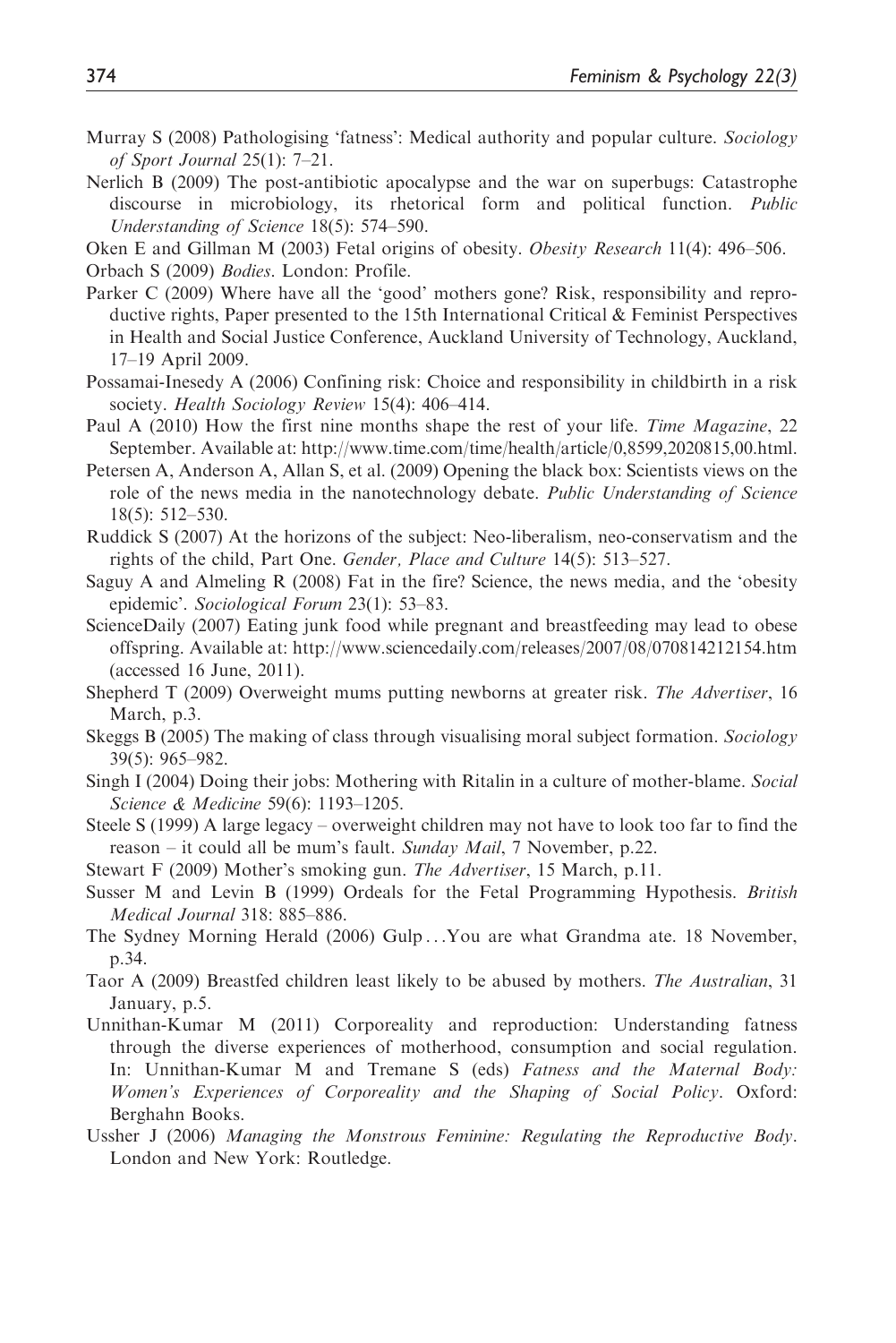Murray S (2008) Pathologising 'fatness': Medical authority and popular culture. *Sociology of Sport Journal* 25(1): 7–21.

Nerlich B (2009) The post-antibiotic apocalypse and the war on superbugs: Catastrophe discourse in microbiology, its rhetorical form and political function. *Public Understanding of Science* 18(5): 574–590.

Oken E and Gillman M (2003) Fetal origins of obesity. *Obesity Research* 11(4): 496–506.

Orbach S (2009) *Bodies*. London: Profile.

Parker C (2009) Where have all the 'good' mothers gone? Risk, responsibility and reproductive rights, Paper presented to the 15th International Critical & Feminist Perspectives in Health and Social Justice Conference, Auckland University of Technology, Auckland, 17–19 April 2009.

Possamai-Inesedy A (2006) Confining risk: Choice and responsibility in childbirth in a risk society. *Health Sociology Review* 15(4): 406–414.

Paul A (2010) How the first nine months shape the rest of your life. *Time Magazine*, 22 September. Available at: http://www.time.com/time/health/article/0,8599,2020815,00.html.

Petersen A, Anderson A, Allan S, et al. (2009) Opening the black box: Scientists views on the role of the news media in the nanotechnology debate. *Public Understanding of Science* 18(5): 512–530.

Ruddick S (2007) At the horizons of the subject: Neo-liberalism, neo-conservatism and the rights of the child, Part One. *Gender, Place and Culture* 14(5): 513–527.

Saguy A and Almeling R (2008) Fat in the fire? Science, the news media, and the 'obesity epidemic'. *Sociological Forum* 23(1): 53–83.

ScienceDaily (2007) Eating junk food while pregnant and breastfeeding may lead to obese offspring. Available at: http://www.sciencedaily.com/releases/2007/08/070814212154.htm (accessed 16 June, 2011).

Shepherd T (2009) Overweight mums putting newborns at greater risk. *The Advertiser*, 16 March, p.3.

Skeggs B (2005) The making of class through visualising moral subject formation. *Sociology* 39(5): 965–982.

Singh I (2004) Doing their jobs: Mothering with Ritalin in a culture of mother-blame. *Social Science & Medicine* 59(6): 1193–1205.

Steele S (1999) A large legacy – overweight children may not have to look too far to find the reason – it could all be mum's fault. *Sunday Mail*, 7 November, p.22.

Stewart F (2009) Mother's smoking gun. *The Advertiser*, 15 March, p.11.

Susser M and Levin B (1999) Ordeals for the Fetal Programming Hypothesis. *British Medical Journal* 318: 885–886.

The Sydney Morning Herald (2006) Gulp . . . You are what Grandma ate. 18 November, p.34.

Taor A (2009) Breastfed children least likely to be abused by mothers. *The Australian*, 31 January, p.5.

Unnithan-Kumar M (2011) Corporeality and reproduction: Understanding fatness through the diverse experiences of motherhood, consumption and social regulation. In: Unnithan-Kumar M and Tremane S (eds) *Fatness and the Maternal Body: Women's Experiences of Corporeality and the Shaping of Social Policy*. Oxford: Berghahn Books.

Ussher J (2006) *Managing the Monstrous Feminine: Regulating the Reproductive Body*. London and New York: Routledge.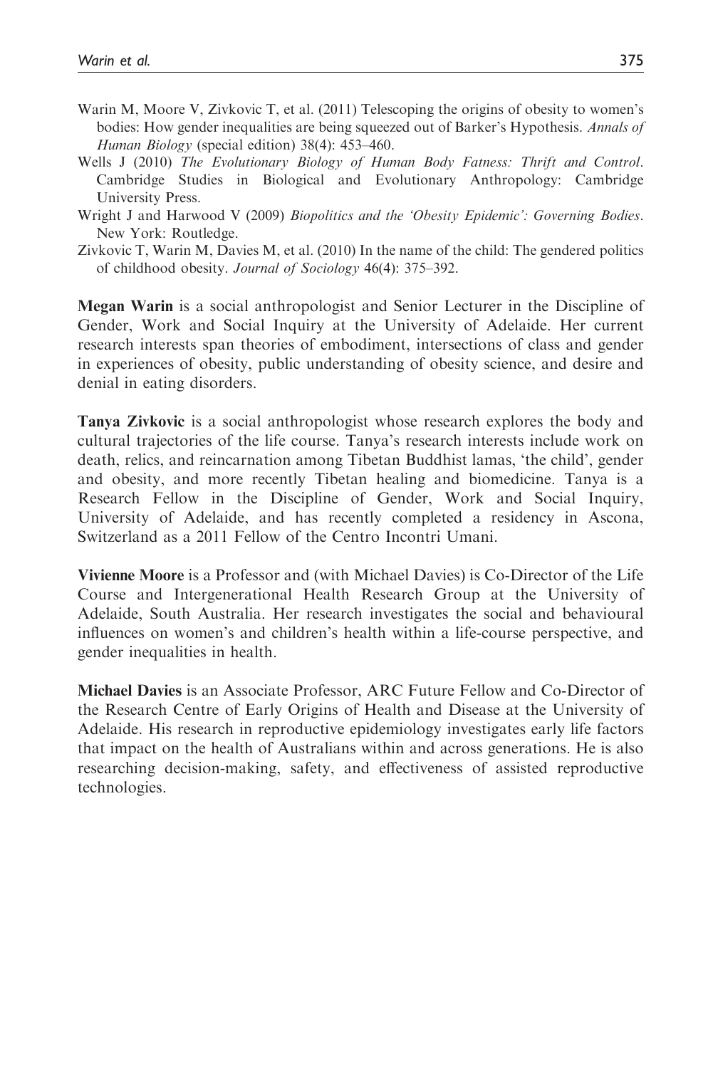Warin M, Moore V, Zivkovic T, et al. (2011) Telescoping the origins of obesity to women's bodies: How gender inequalities are being squeezed out of Barker's Hypothesis. *Annals of Human Biology* (special edition) 38(4): 453–460.

Wells J (2010) *The Evolutionary Biology of Human Body Fatness: Thrift and Control*. Cambridge Studies in Biological and Evolutionary Anthropology: Cambridge University Press.

Wright J and Harwood V (2009) *Biopolitics and the 'Obesity Epidemic': Governing Bodies*. New York: Routledge.

Zivkovic T, Warin M, Davies M, et al. (2010) In the name of the child: The gendered politics of childhood obesity. *Journal of Sociology* 46(4): 375–392.

**Megan Warin** is a social anthropologist and Senior Lecturer in the Discipline of Gender, Work and Social Inquiry at the University of Adelaide. Her current research interests span theories of embodiment, intersections of class and gender in experiences of obesity, public understanding of obesity science, and desire and denial in eating disorders.

**Tanya Zivkovic** is a social anthropologist whose research explores the body and cultural trajectories of the life course. Tanya's research interests include work on death, relics, and reincarnation among Tibetan Buddhist lamas, 'the child', gender and obesity, and more recently Tibetan healing and biomedicine. Tanya is a Research Fellow in the Discipline of Gender, Work and Social Inquiry, University of Adelaide, and has recently completed a residency in Ascona, Switzerland as a 2011 Fellow of the Centro Incontri Umani.

**Vivienne Moore** is a Professor and (with Michael Davies) is Co-Director of the Life Course and Intergenerational Health Research Group at the University of Adelaide, South Australia. Her research investigates the social and behavioural influences on women's and children's health within a life-course perspective, and gender inequalities in health.

**Michael Davies** is an Associate Professor, ARC Future Fellow and Co-Director of the Research Centre of Early Origins of Health and Disease at the University of Adelaide. His research in reproductive epidemiology investigates early life factors that impact on the health of Australians within and across generations. He is also researching decision-making, safety, and effectiveness of assisted reproductive technologies.